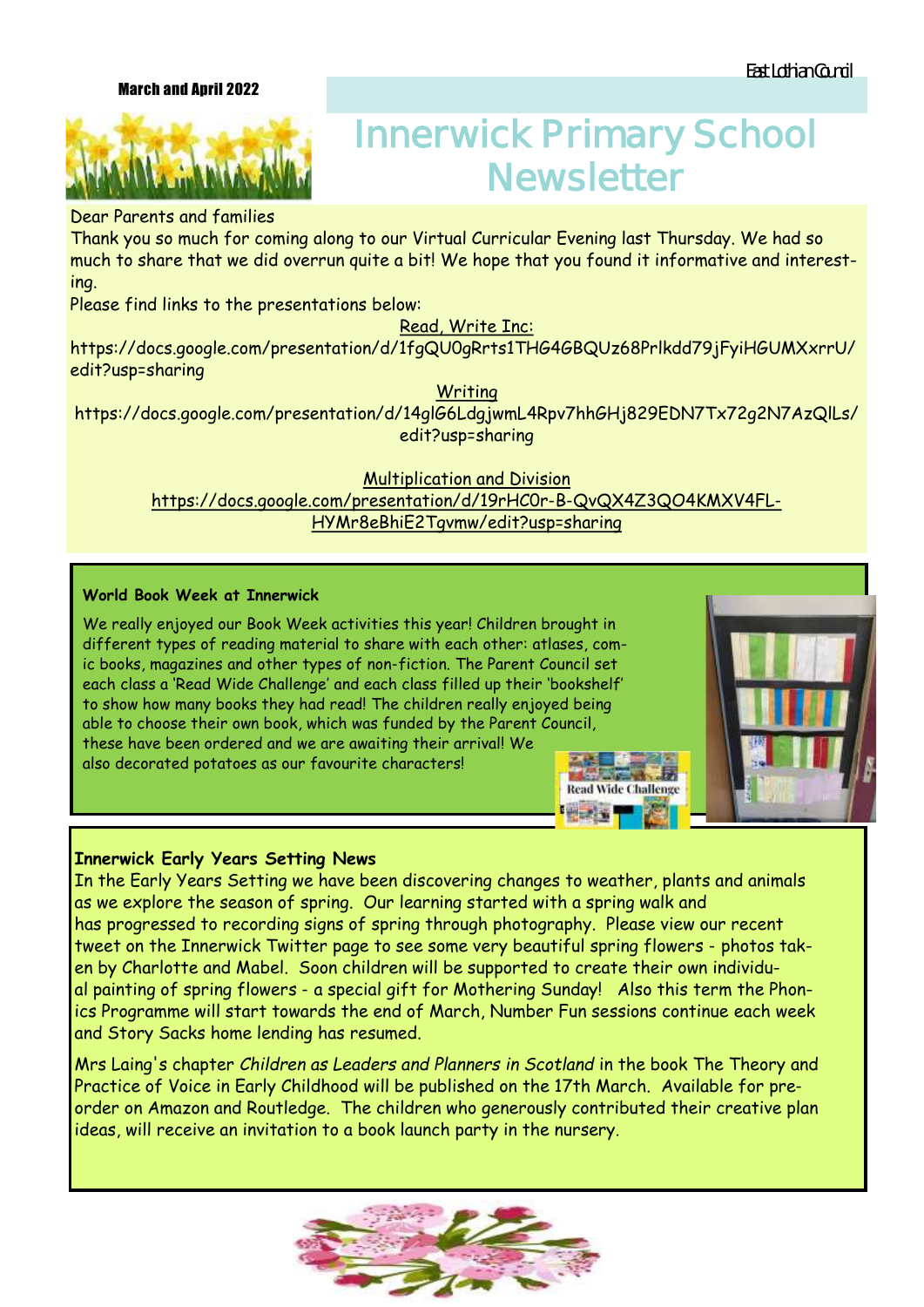March and April 2022

East Lothian Council

# Innerwick Primary School Newsletter

Dear Parents and families

Thank you so much for coming along to our Virtual Curricular Evening last Thursday. We had so much to share that we did overrun quite a bit! We hope that you found it informative and interesting.

Please find links to the presentations below:

Read, Write Inc:

https://docs.google.com/presentation/d/1fgQU0gRrts1THG4GBQUz68Prlkdd79jFyiHGUMXxrrU/edit?usp=sharing

Writing

https://docs.google.com/presentation/d/14glG6LdgjwmL4Rpv7hhGHj829EDN7Tx72g2N7AzQILs/edit?usp=sharing

Multiplication and Division

https://docs.google.com/presentation/d/19rHC0r-B-QvQX4Z3QO4KMXV4FL-HYMr8eBhiE2Tgvmw/edit?usp=sharing

## World Book Week at Innerwick

We really enjoyed our Book Week activities this year! Children brought in different types of reading material to share with each other: atlases, comic books, magazines and other types of non-fiction. The Parent Council set each class a 'Read Wide Challenge' and each class filled up their 'bookshelf' to show how many books they had read! The children really enjoyed being able to choose their own book, which was funded by the Parent Council, these have been ordered and we are awaiting their arrival! We also decorated potatoes as our favourite characters!

## Innerwick Early Years Setting News

In the Early Years Setting we have been discovering changes to weather, plants and animals as we explore the season of spring. Our learning started with a spring walk and has progressed to recording signs of spring through photography. Please view our recent tweet on the Innerwick Twitter page to see some very beautiful spring flowers - photos taken by Charlotte and Mabel. Soon children will be supported to create their own individual painting of spring flowers - a special gift for Mothering Sunday! Also this term the Phonics Programme will start towards the end of March, Number Fun sessions continue each week and Story Sacks home lending has resumed.

Mrs Laing's chapter *Children as Leaders and Planners in Scotland* in the book The Theory and Practice of Voice in Early Childhood will be published on the 17th March. Available for pre-order on Amazon and Routledge. The children who generously contributed their creative plan ideas, will receive an invitation to a book launch party in the nursery.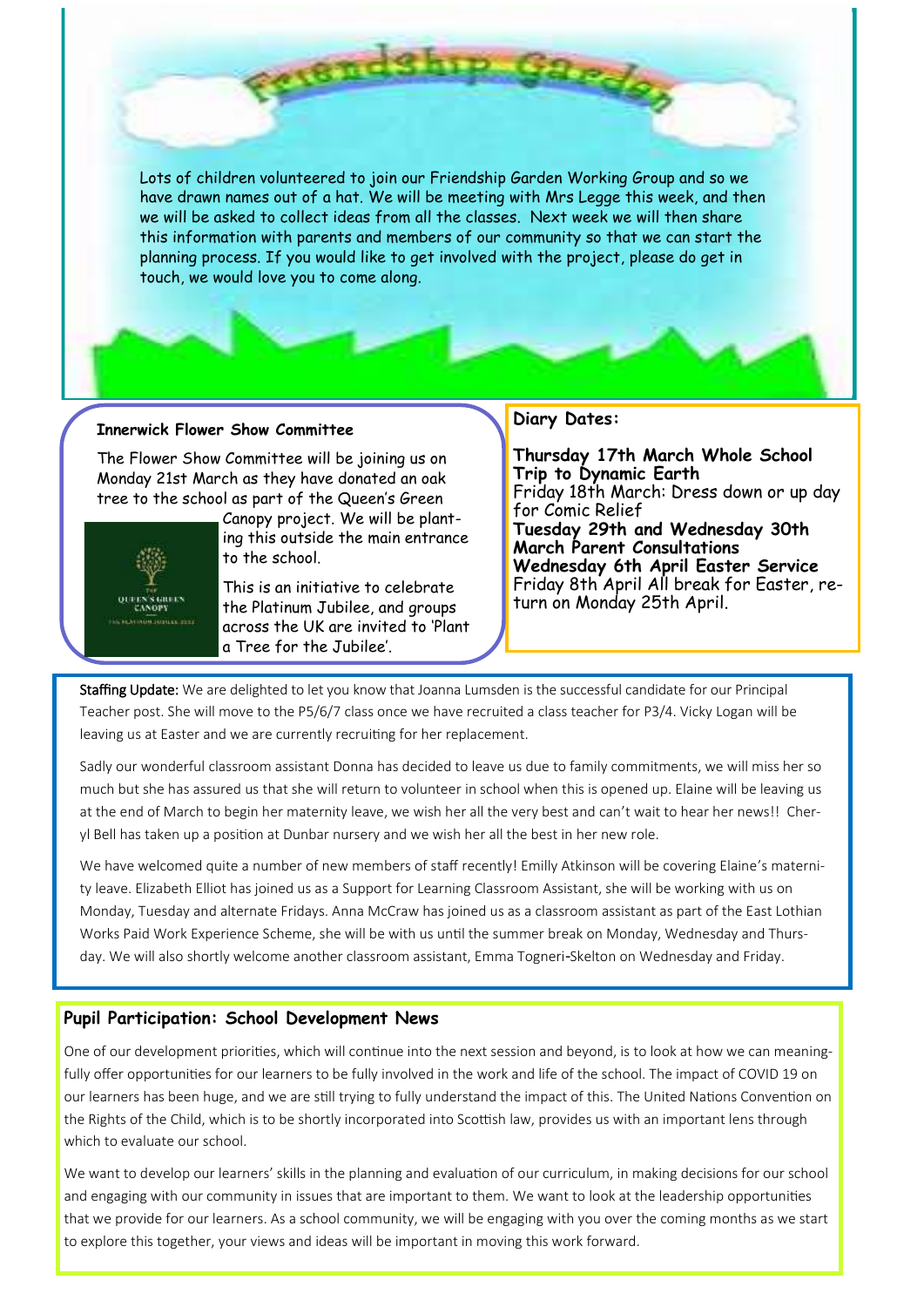## Friendship Garden

Lots of children volunteered to join our Friendship Garden Working Group and so we have drawn names out of a hat. We will be meeting with Mrs Legge this week, and then we will be asked to collect ideas from all the classes. Next week we will then share this information with parents and members of our community so that we can start the planning process. If you would like to get involved with the project, please do get in touch, we would love you to come along.

### Innerwick Flower Show Committee

The Flower Show Committee will be joining us on Monday 21st March as they have donated an oak tree to the school as part of the Queen's Green Canopy project. We will be planting this outside the main entrance to the school.

This is an initiative to celebrate the Platinum Jubilee, and groups across the UK are invited to 'Plant a Tree for the Jubilee'.

### Diary Dates:

**Thursday 17th March Whole School Trip to Dynamic Earth**
Friday 18th March: Dress down or up day for Comic Relief
**Tuesday 29th and Wednesday 30th March Parent Consultations**
**Wednesday 6th April Easter Service**
Friday 8th April All break for Easter, return on Monday 25th April.

**Staffing Update:** We are delighted to let you know that Joanna Lumsden is the successful candidate for our Principal Teacher post. She will move to the P5/6/7 class once we have recruited a class teacher for P3/4. Vicky Logan will be leaving us at Easter and we are currently recruiting for her replacement.

Sadly our wonderful classroom assistant Donna has decided to leave us due to family commitments, we will miss her so much but she has assured us that she will return to volunteer in school when this is opened up. Elaine will be leaving us at the end of March to begin her maternity leave, we wish her all the very best and can't wait to hear her news!! Cheryl Bell has taken up a position at Dunbar nursery and we wish her all the best in her new role.

We have welcomed quite a number of new members of staff recently! Emilly Atkinson will be covering Elaine's maternity leave. Elizabeth Elliot has joined us as a Support for Learning Classroom Assistant, she will be working with us on Monday, Tuesday and alternate Fridays. Anna McCraw has joined us as a classroom assistant as part of the East Lothian Works Paid Work Experience Scheme, she will be with us until the summer break on Monday, Wednesday and Thursday. We will also shortly welcome another classroom assistant, Emma Togneri-Skelton on Wednesday and Friday.

### Pupil Participation: School Development News

One of our development priorities, which will continue into the next session and beyond, is to look at how we can meaningfully offer opportunities for our learners to be fully involved in the work and life of the school. The impact of COVID 19 on our learners has been huge, and we are still trying to fully understand the impact of this. The United Nations Convention on the Rights of the Child, which is to be shortly incorporated into Scottish law, provides us with an important lens through which to evaluate our school.

We want to develop our learners' skills in the planning and evaluation of our curriculum, in making decisions for our school and engaging with our community in issues that are important to them. We want to look at the leadership opportunities that we provide for our learners. As a school community, we will be engaging with you over the coming months as we start to explore this together, your views and ideas will be important in moving this work forward.